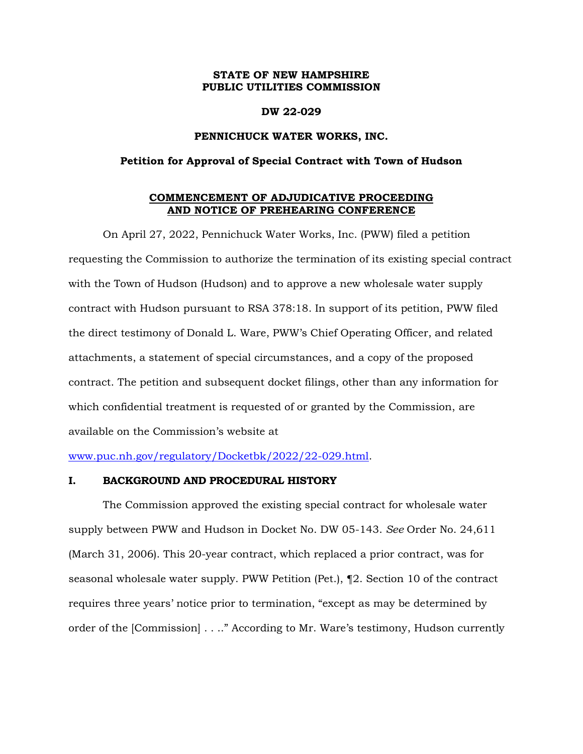**STATE OF NEW HAMPSHIRE**
**PUBLIC UTILITIES COMMISSION**

**DW 22-029**

**PENNICHUCK WATER WORKS, INC.**

**Petition for Approval of Special Contract with Town of Hudson**

**COMMENCEMENT OF ADJUDICATIVE PROCEEDING AND NOTICE OF PREHEARING CONFERENCE**

On April 27, 2022, Pennichuck Water Works, Inc. (PWW) filed a petition requesting the Commission to authorize the termination of its existing special contract with the Town of Hudson (Hudson) and to approve a new wholesale water supply contract with Hudson pursuant to RSA 378:18. In support of its petition, PWW filed the direct testimony of Donald L. Ware, PWW's Chief Operating Officer, and related attachments, a statement of special circumstances, and a copy of the proposed contract. The petition and subsequent docket filings, other than any information for which confidential treatment is requested of or granted by the Commission, are available on the Commission's website at www.puc.nh.gov/regulatory/Docketbk/2022/22-029.html.

## I. BACKGROUND AND PROCEDURAL HISTORY

The Commission approved the existing special contract for wholesale water supply between PWW and Hudson in Docket No. DW 05-143. *See* Order No. 24,611 (March 31, 2006). This 20-year contract, which replaced a prior contract, was for seasonal wholesale water supply. PWW Petition (Pet.), ¶2. Section 10 of the contract requires three years' notice prior to termination, "except as may be determined by order of the [Commission] . . .." According to Mr. Ware's testimony, Hudson currently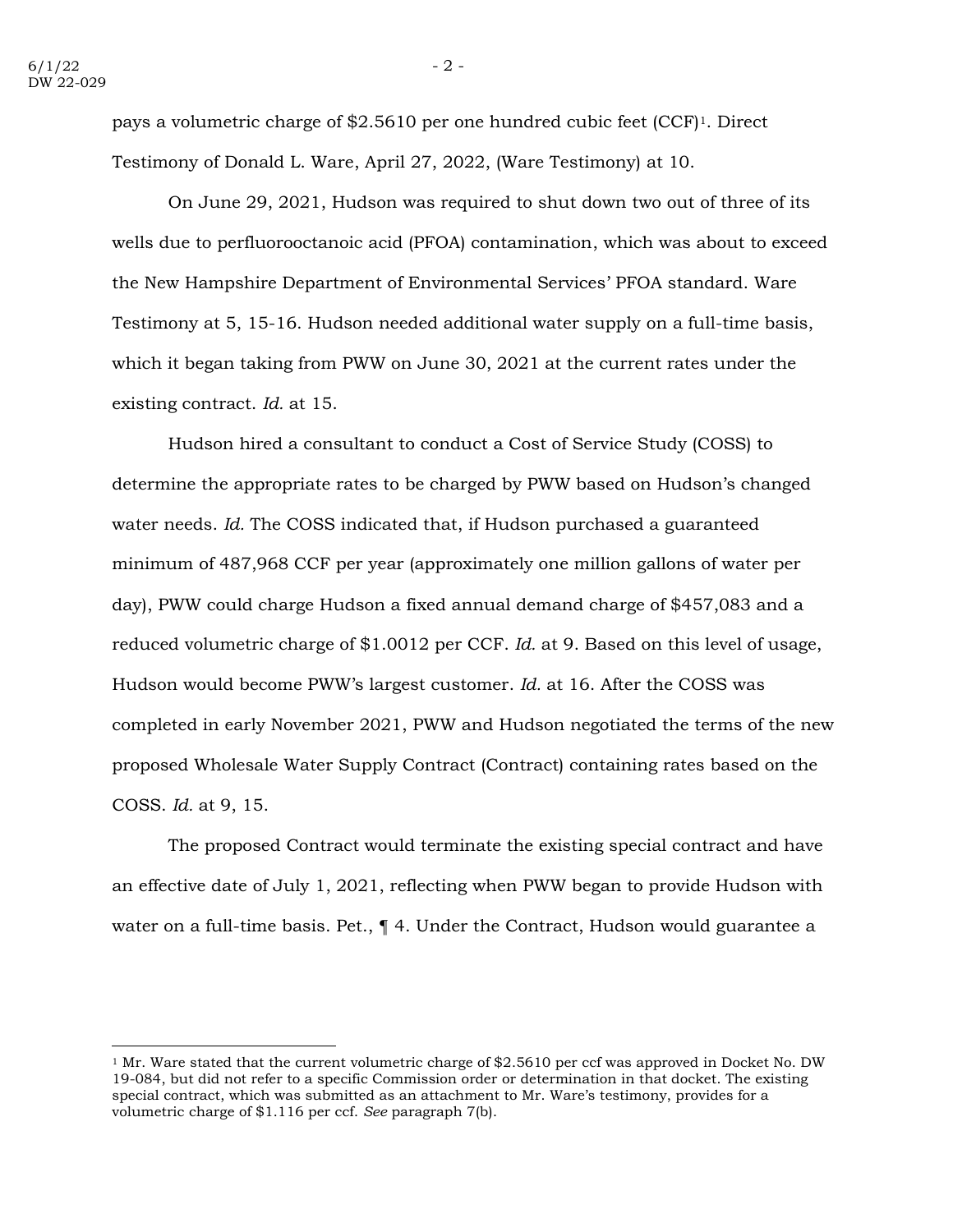pays a volumetric charge of $2.5610 per one hundred cubic feet (CCF)[1]. Direct Testimony of Donald L. Ware, April 27, 2022, (Ware Testimony) at 10.

On June 29, 2021, Hudson was required to shut down two out of three of its wells due to perfluorooctanoic acid (PFOA) contamination, which was about to exceed the New Hampshire Department of Environmental Services' PFOA standard. Ware Testimony at 5, 15-16. Hudson needed additional water supply on a full-time basis, which it began taking from PWW on June 30, 2021 at the current rates under the existing contract. *Id.* at 15.

Hudson hired a consultant to conduct a Cost of Service Study (COSS) to determine the appropriate rates to be charged by PWW based on Hudson's changed water needs. *Id.* The COSS indicated that, if Hudson purchased a guaranteed minimum of 487,968 CCF per year (approximately one million gallons of water per day), PWW could charge Hudson a fixed annual demand charge of $457,083 and a reduced volumetric charge of $1.0012 per CCF. *Id.* at 9. Based on this level of usage, Hudson would become PWW's largest customer. *Id.* at 16. After the COSS was completed in early November 2021, PWW and Hudson negotiated the terms of the new proposed Wholesale Water Supply Contract (Contract) containing rates based on the COSS. *Id.* at 9, 15.

The proposed Contract would terminate the existing special contract and have an effective date of July 1, 2021, reflecting when PWW began to provide Hudson with water on a full-time basis. Pet., ¶ 4. Under the Contract, Hudson would guarantee a

---

[1] Mr. Ware stated that the current volumetric charge of $2.5610 per ccf was approved in Docket No. DW 19-084, but did not refer to a specific Commission order or determination in that docket. The existing special contract, which was submitted as an attachment to Mr. Ware's testimony, provides for a volumetric charge of $1.116 per ccf. *See* paragraph 7(b).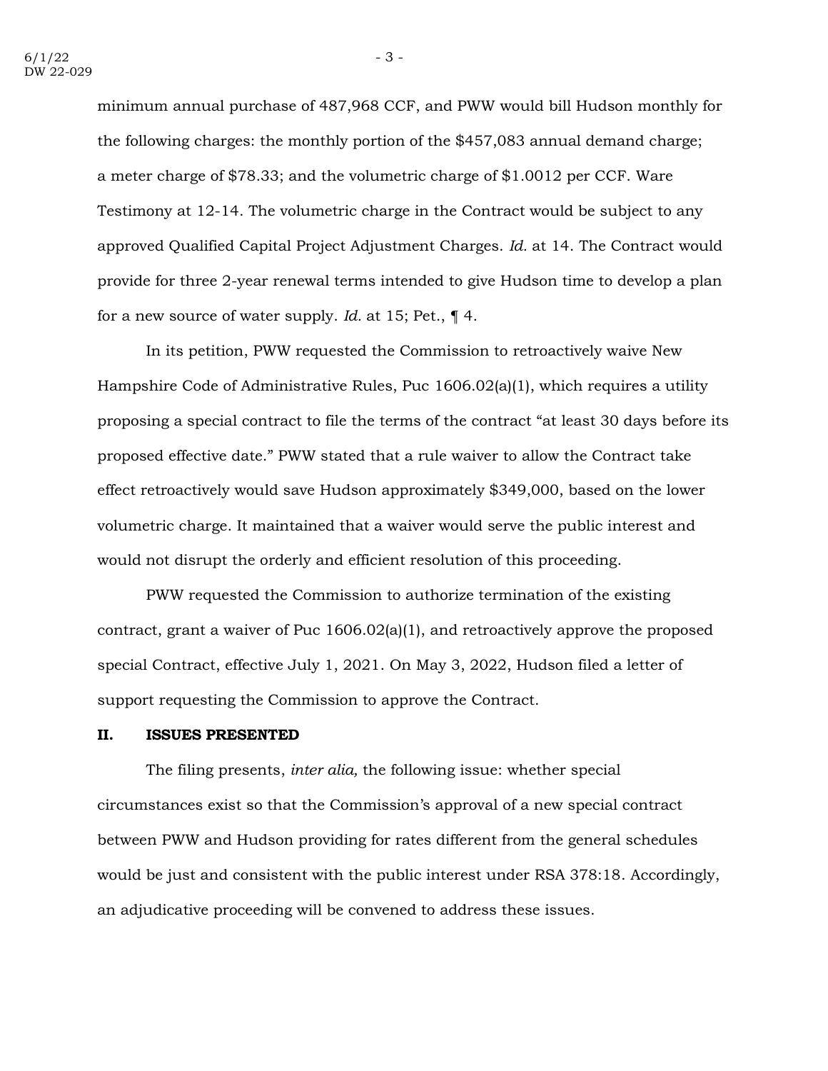minimum annual purchase of 487,968 CCF, and PWW would bill Hudson monthly for the following charges: the monthly portion of the $457,083 annual demand charge; a meter charge of $78.33; and the volumetric charge of $1.0012 per CCF. Ware Testimony at 12-14. The volumetric charge in the Contract would be subject to any approved Qualified Capital Project Adjustment Charges. *Id.* at 14. The Contract would provide for three 2-year renewal terms intended to give Hudson time to develop a plan for a new source of water supply. *Id.* at 15; Pet., ¶ 4.

In its petition, PWW requested the Commission to retroactively waive New Hampshire Code of Administrative Rules, Puc 1606.02(a)(1), which requires a utility proposing a special contract to file the terms of the contract "at least 30 days before its proposed effective date." PWW stated that a rule waiver to allow the Contract take effect retroactively would save Hudson approximately $349,000, based on the lower volumetric charge. It maintained that a waiver would serve the public interest and would not disrupt the orderly and efficient resolution of this proceeding.

PWW requested the Commission to authorize termination of the existing contract, grant a waiver of Puc 1606.02(a)(1), and retroactively approve the proposed special Contract, effective July 1, 2021. On May 3, 2022, Hudson filed a letter of support requesting the Commission to approve the Contract.

## II. ISSUES PRESENTED

The filing presents, *inter alia,* the following issue: whether special circumstances exist so that the Commission's approval of a new special contract between PWW and Hudson providing for rates different from the general schedules would be just and consistent with the public interest under RSA 378:18. Accordingly, an adjudicative proceeding will be convened to address these issues.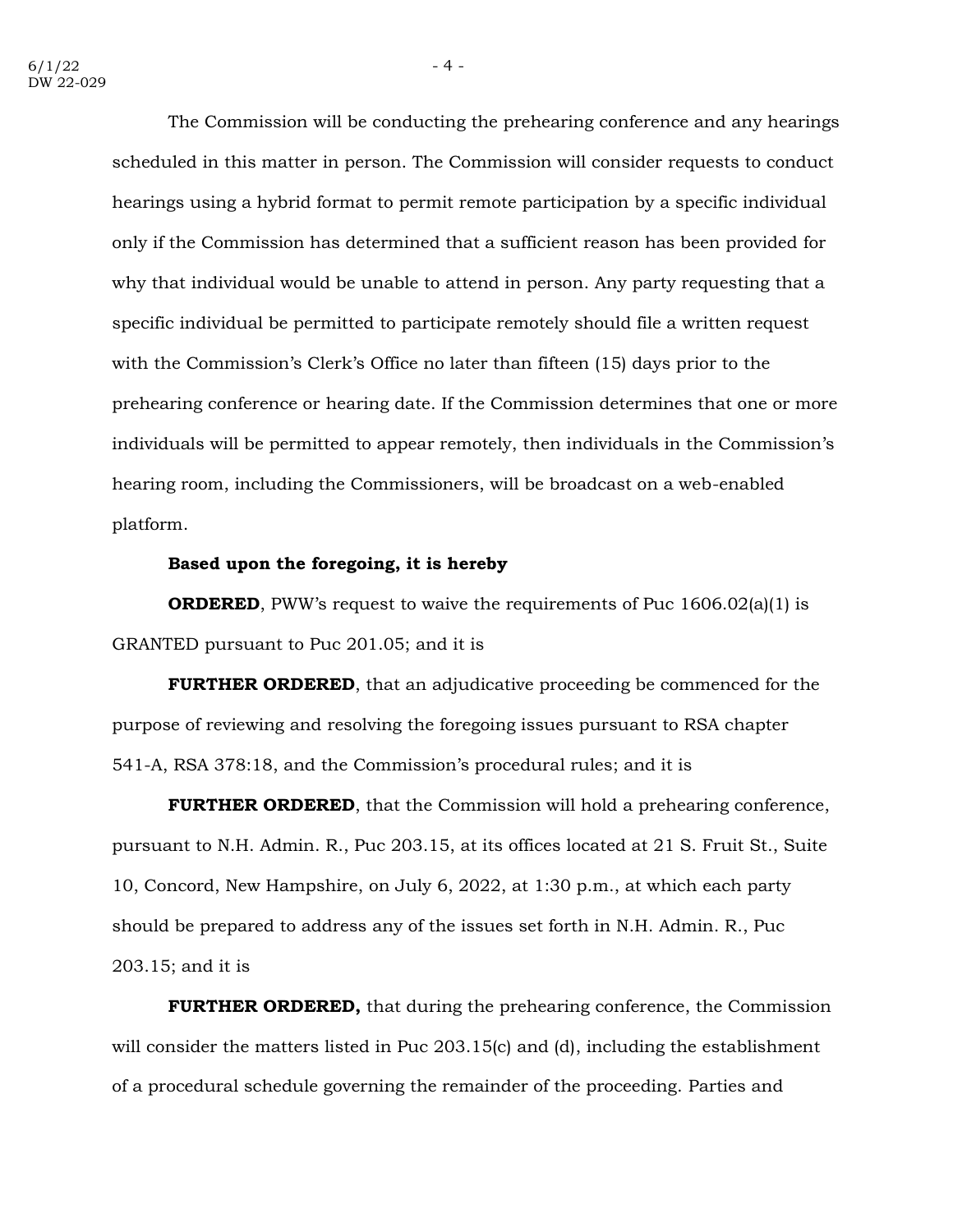The Commission will be conducting the prehearing conference and any hearings scheduled in this matter in person. The Commission will consider requests to conduct hearings using a hybrid format to permit remote participation by a specific individual only if the Commission has determined that a sufficient reason has been provided for why that individual would be unable to attend in person. Any party requesting that a specific individual be permitted to participate remotely should file a written request with the Commission's Clerk's Office no later than fifteen (15) days prior to the prehearing conference or hearing date. If the Commission determines that one or more individuals will be permitted to appear remotely, then individuals in the Commission's hearing room, including the Commissioners, will be broadcast on a web-enabled platform.

**Based upon the foregoing, it is hereby**

**ORDERED**, PWW's request to waive the requirements of Puc 1606.02(a)(1) is GRANTED pursuant to Puc 201.05; and it is

**FURTHER ORDERED**, that an adjudicative proceeding be commenced for the purpose of reviewing and resolving the foregoing issues pursuant to RSA chapter 541-A, RSA 378:18, and the Commission's procedural rules; and it is

**FURTHER ORDERED**, that the Commission will hold a prehearing conference, pursuant to N.H. Admin. R., Puc 203.15, at its offices located at 21 S. Fruit St., Suite 10, Concord, New Hampshire, on July 6, 2022, at 1:30 p.m., at which each party should be prepared to address any of the issues set forth in N.H. Admin. R., Puc 203.15; and it is

**FURTHER ORDERED,** that during the prehearing conference, the Commission will consider the matters listed in Puc 203.15(c) and (d), including the establishment of a procedural schedule governing the remainder of the proceeding. Parties and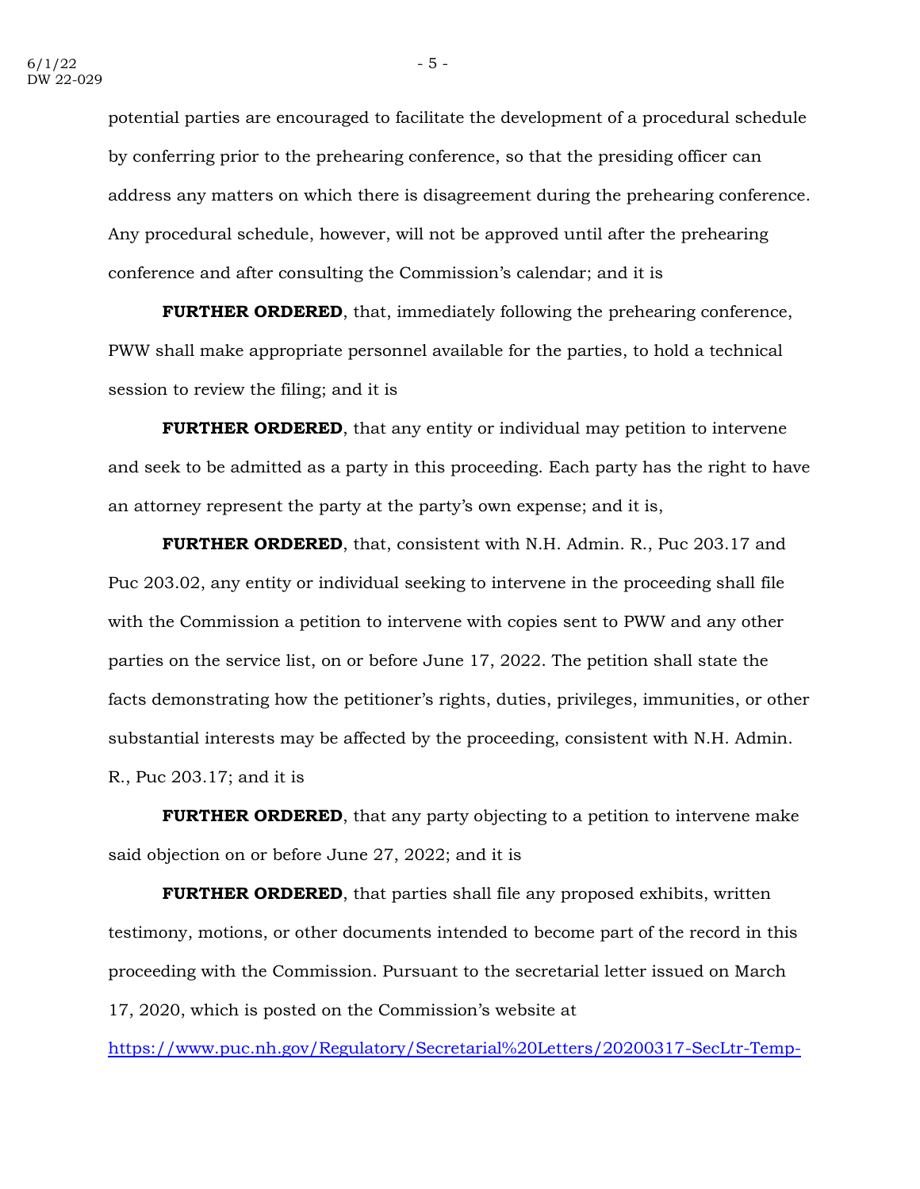potential parties are encouraged to facilitate the development of a procedural schedule by conferring prior to the prehearing conference, so that the presiding officer can address any matters on which there is disagreement during the prehearing conference. Any procedural schedule, however, will not be approved until after the prehearing conference and after consulting the Commission's calendar; and it is

**FURTHER ORDERED**, that, immediately following the prehearing conference, PWW shall make appropriate personnel available for the parties, to hold a technical session to review the filing; and it is

**FURTHER ORDERED**, that any entity or individual may petition to intervene and seek to be admitted as a party in this proceeding. Each party has the right to have an attorney represent the party at the party's own expense; and it is,

**FURTHER ORDERED**, that, consistent with N.H. Admin. R., Puc 203.17 and Puc 203.02, any entity or individual seeking to intervene in the proceeding shall file with the Commission a petition to intervene with copies sent to PWW and any other parties on the service list, on or before June 17, 2022. The petition shall state the facts demonstrating how the petitioner's rights, duties, privileges, immunities, or other substantial interests may be affected by the proceeding, consistent with N.H. Admin. R., Puc 203.17; and it is

**FURTHER ORDERED**, that any party objecting to a petition to intervene make said objection on or before June 27, 2022; and it is

**FURTHER ORDERED**, that parties shall file any proposed exhibits, written testimony, motions, or other documents intended to become part of the record in this proceeding with the Commission. Pursuant to the secretarial letter issued on March 17, 2020, which is posted on the Commission's website at https://www.puc.nh.gov/Regulatory/Secretarial%20Letters/20200317-SecLtr-Temp-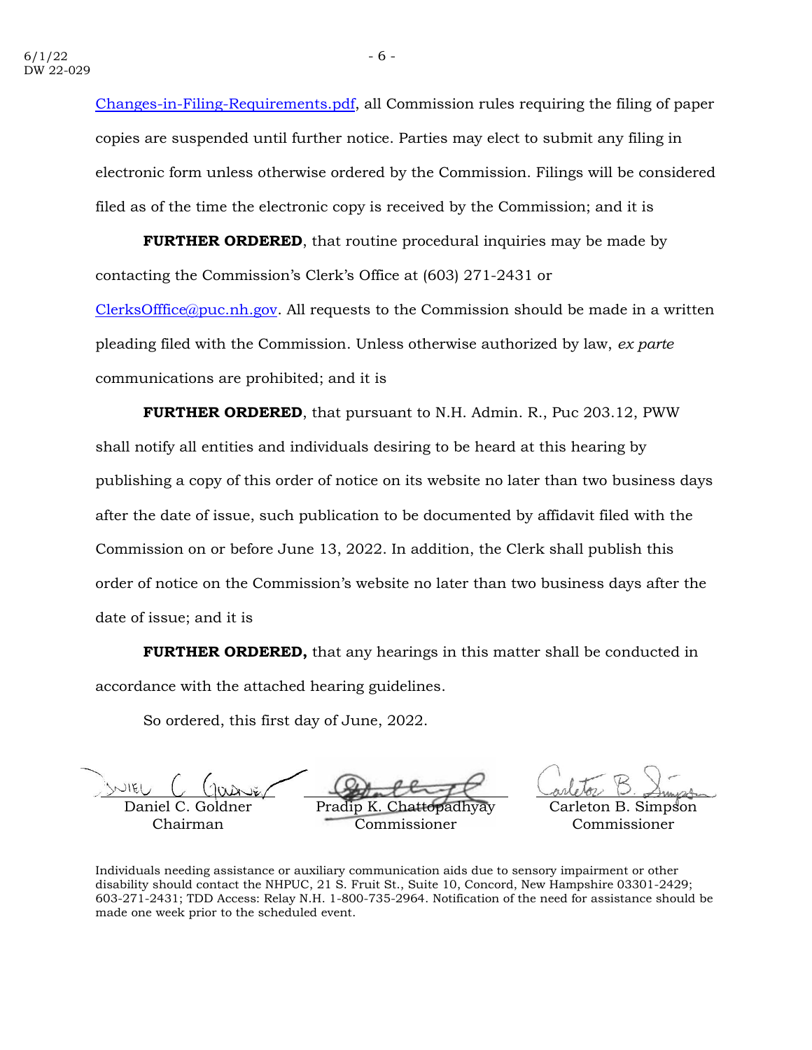Changes-in-Filing-Requirements.pdf, all Commission rules requiring the filing of paper copies are suspended until further notice. Parties may elect to submit any filing in electronic form unless otherwise ordered by the Commission. Filings will be considered filed as of the time the electronic copy is received by the Commission; and it is

**FURTHER ORDERED**, that routine procedural inquiries may be made by contacting the Commission's Clerk's Office at (603) 271-2431 or ClerksOfffice@puc.nh.gov. All requests to the Commission should be made in a written pleading filed with the Commission. Unless otherwise authorized by law, *ex parte* communications are prohibited; and it is

**FURTHER ORDERED**, that pursuant to N.H. Admin. R., Puc 203.12, PWW shall notify all entities and individuals desiring to be heard at this hearing by publishing a copy of this order of notice on its website no later than two business days after the date of issue, such publication to be documented by affidavit filed with the Commission on or before June 13, 2022. In addition, the Clerk shall publish this order of notice on the Commission's website no later than two business days after the date of issue; and it is

**FURTHER ORDERED,** that any hearings in this matter shall be conducted in accordance with the attached hearing guidelines.

So ordered, this first day of June, 2022.

| | | |
|---|---|---|
| Daniel C. Goldner<br>Chairman | Pradip K. Chattopadhyay<br>Commissioner | Carleton B. Simpson<br>Commissioner |

Individuals needing assistance or auxiliary communication aids due to sensory impairment or other disability should contact the NHPUC, 21 S. Fruit St., Suite 10, Concord, New Hampshire 03301-2429; 603-271-2431; TDD Access: Relay N.H. 1-800-735-2964. Notification of the need for assistance should be made one week prior to the scheduled event.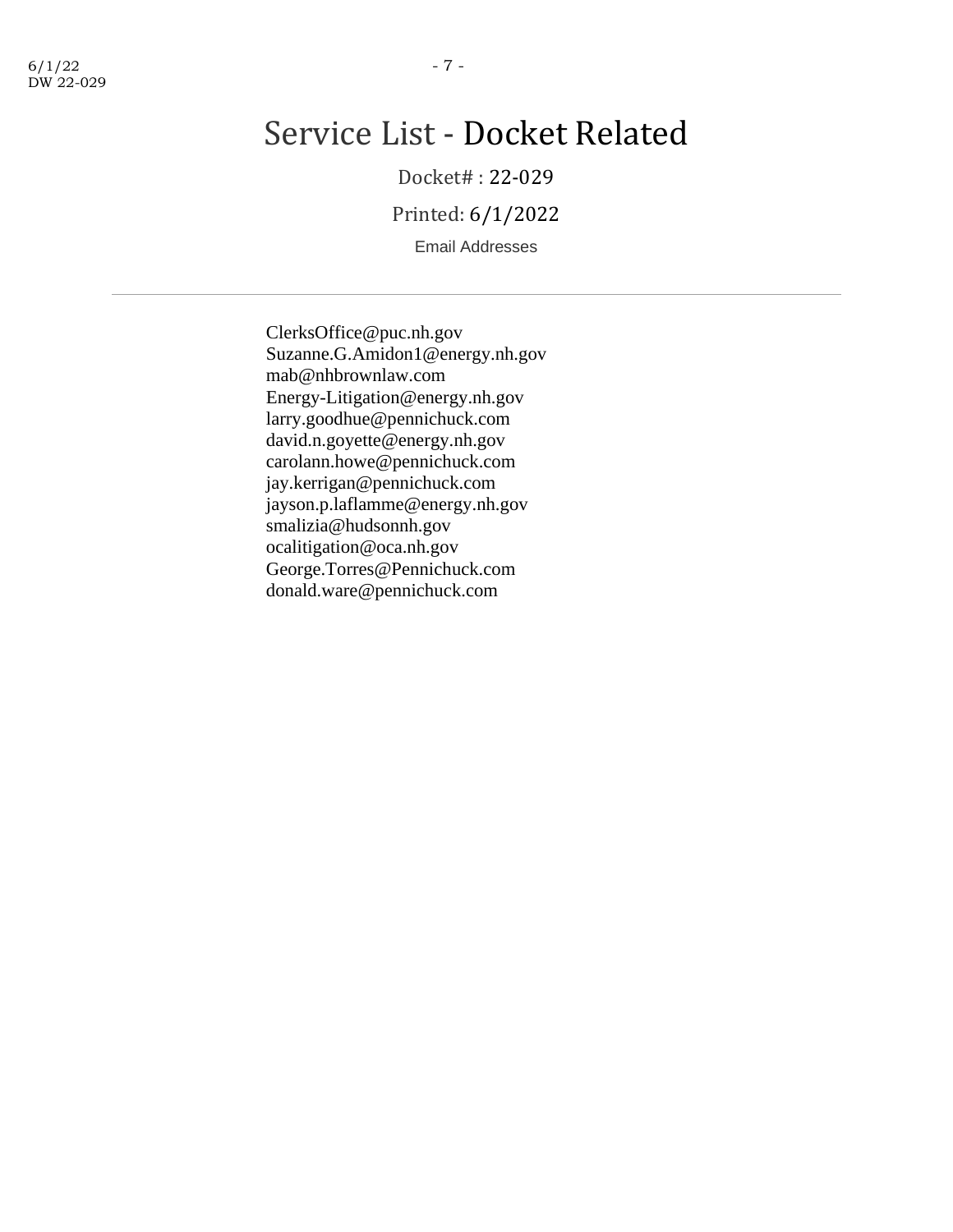# Service List - Docket Related

Docket# : 22-029

Printed: 6/1/2022

Email Addresses

---

ClerksOffice@puc.nh.gov
Suzanne.G.Amidon1@energy.nh.gov
mab@nhbrownlaw.com
Energy-Litigation@energy.nh.gov
larry.goodhue@pennichuck.com
david.n.goyette@energy.nh.gov
carolann.howe@pennichuck.com
jay.kerrigan@pennichuck.com
jayson.p.laflamme@energy.nh.gov
smalizia@hudsonnh.gov
ocalitigation@oca.nh.gov
George.Torres@Pennichuck.com
donald.ware@pennichuck.com